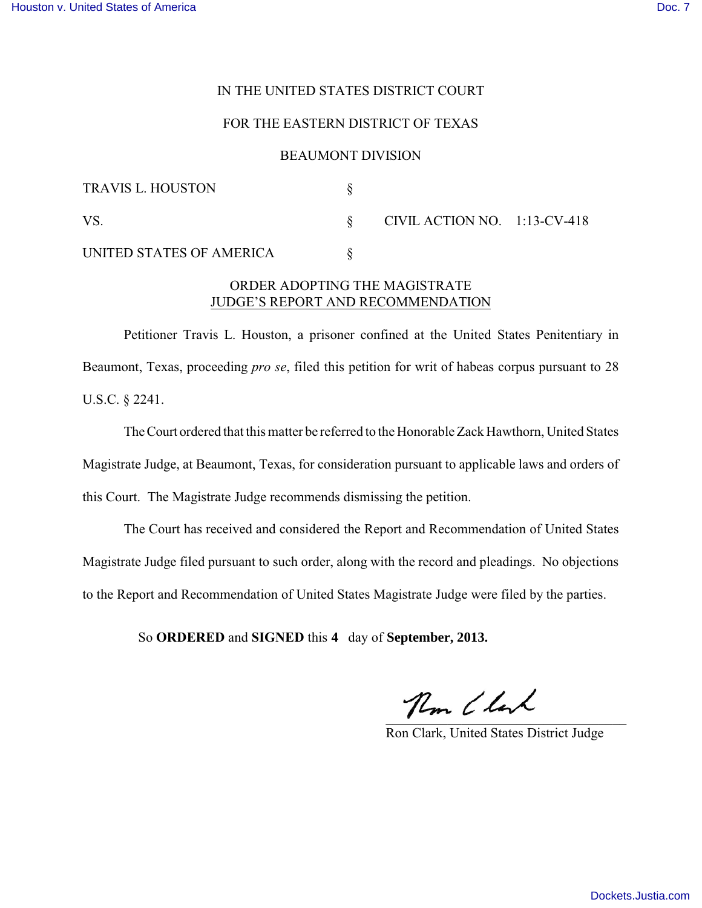IN THE UNITED STATES DISTRICT COURT

FOR THE EASTERN DISTRICT OF TEXAS

BEAUMONT DIVISION

| | | |
|---|---|---|
| TRAVIS L. HOUSTON | § | |
| VS. | § | CIVIL ACTION NO. 1:13-CV-418 |
| UNITED STATES OF AMERICA | § | |

## ORDER ADOPTING THE MAGISTRATE JUDGE'S REPORT AND RECOMMENDATION

Petitioner Travis L. Houston, a prisoner confined at the United States Penitentiary in Beaumont, Texas, proceeding *pro se*, filed this petition for writ of habeas corpus pursuant to 28 U.S.C. § 2241.

The Court ordered that this matter be referred to the Honorable Zack Hawthorn, United States Magistrate Judge, at Beaumont, Texas, for consideration pursuant to applicable laws and orders of this Court. The Magistrate Judge recommends dismissing the petition.

The Court has received and considered the Report and Recommendation of United States Magistrate Judge filed pursuant to such order, along with the record and pleadings. No objections to the Report and Recommendation of United States Magistrate Judge were filed by the parties.

So **ORDERED** and **SIGNED** this **4** day of **September, 2013.**

Ron Clark, United States District Judge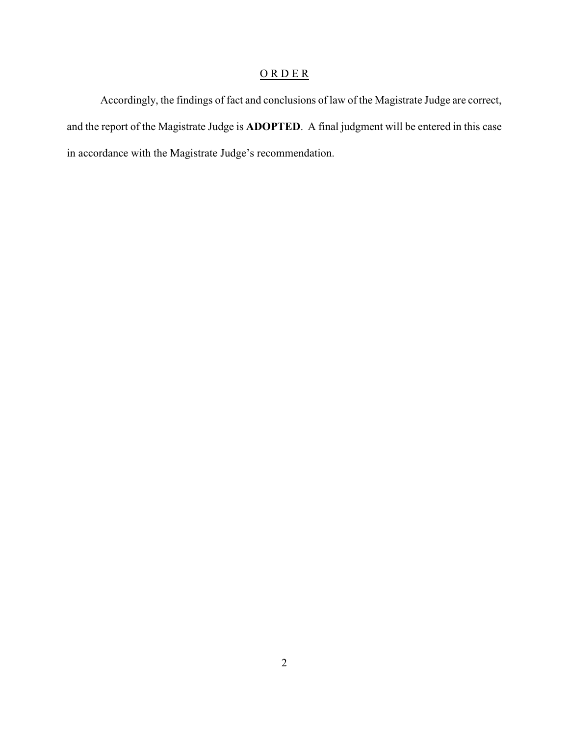# ORDER

Accordingly, the findings of fact and conclusions of law of the Magistrate Judge are correct, and the report of the Magistrate Judge is **ADOPTED**. A final judgment will be entered in this case in accordance with the Magistrate Judge's recommendation.